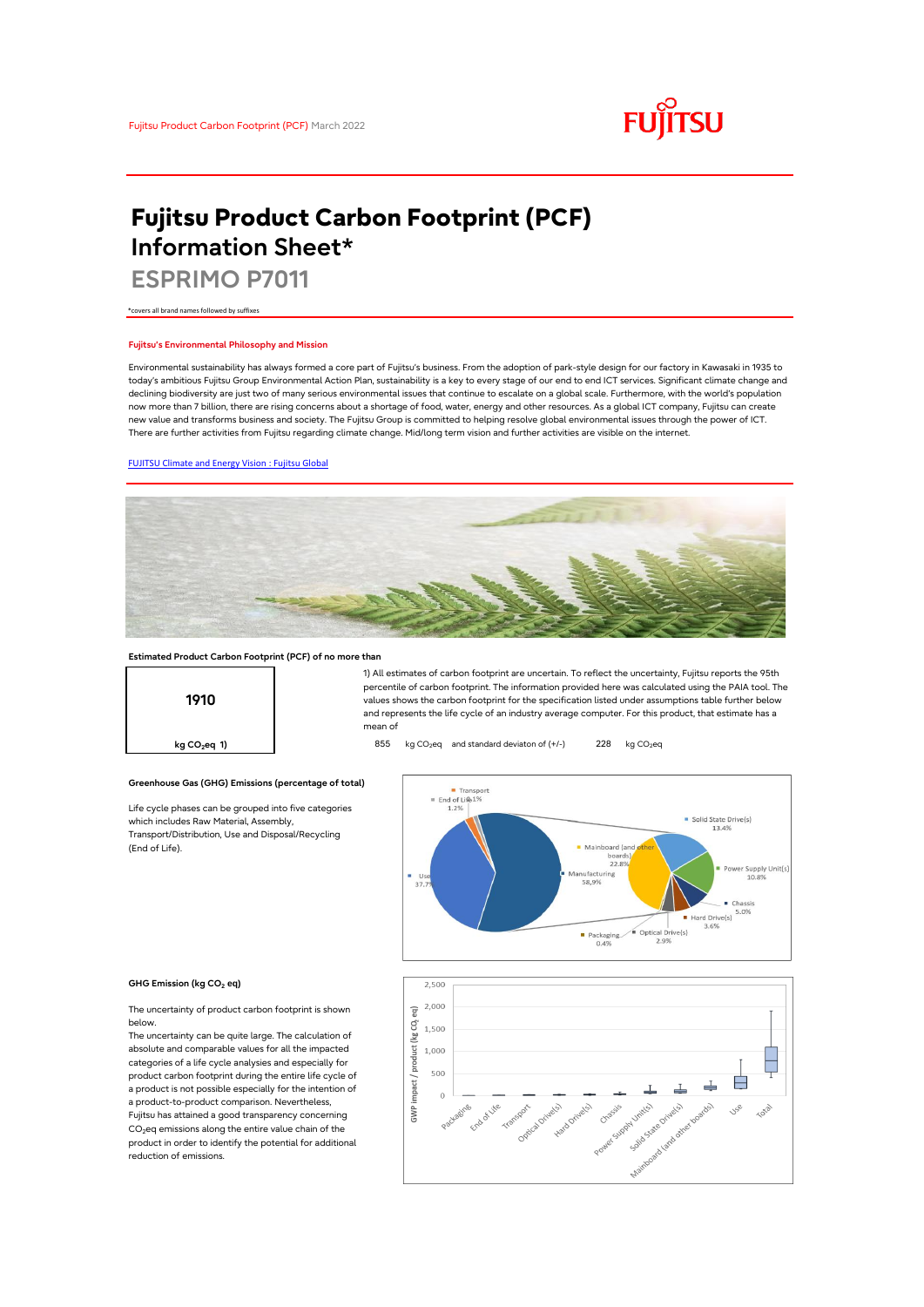# Fujitsu Product Carbon Footprint (PCF) Information Sheet*

## ESPRIMO P7011

*covers all brand names followed by suffixes

### Fujitsu's Environmental Philosophy and Mission

Environmental sustainability has always formed a core part of Fujitsu's business. From the adoption of park-style design for our factory in Kawasaki in 1935 to today's ambitious Fujitsu Group Environmental Action Plan, sustainability is a key to every stage of our end to end ICT services. Significant climate change and declining biodiversity are just two of many serious environmental issues that continue to escalate on a global scale. Furthermore, with the world's population now more than 7 billion, there are rising concerns about a shortage of food, water, energy and other resources. As a global ICT company, Fujitsu can create new value and transforms business and society. The Fujitsu Group is committed to helping resolve global environmental issues through the power of ICT. There are further activities from Fujitsu regarding climate change. Mid/long term vision and further activities are visible on the internet.

[FUJITSU Climate and Energy Vision : Fujitsu Global]

### Estimated Product Carbon Footprint (PCF) of no more than

**1910**

kg $CO_2$eq 1)

1) All estimates of carbon footprint are uncertain. To reflect the uncertainty, Fujitsu reports the 95th percentile of carbon footprint. The information provided here was calculated using the PAIA tool. The values shows the carbon footprint for the specification listed under assumptions table further below and represents the life cycle of an industry average computer. For this product, that estimate has a mean of

855 kg $CO_2$eq and standard deviaton of (+/-) 228 kg $CO_2$eq

### Greenhouse Gas (GHG) Emissions (percentage of total)

Life cycle phases can be grouped into five categories which includes Raw Material, Assembly, Transport/Distribution, Use and Disposal/Recycling (End of Life).

| Category | Percentage |
|---|---|
| Transport | 2.1% |
| End of Life | 1.2% |
| Use | 37.7% |
| Manufacturing | 58.9% |
| Mainboard (and other boards) | 22.8% |
| Solid State Drive(s) | 13.4% |
| Power Supply Unit(s) | 10.8% |
| Chassis | 5.0% |
| Hard Drive(s) | 3.6% |
| Optical Drive(s) | 2.9% |
| Packaging | 0.4% |

### GHG Emission (kg $CO_2$ eq)

The uncertainty of product carbon footprint is shown below.

The uncertainty can be quite large. The calculation of absolute and comparable values for all the impacted categories of a life cycle analysies and especially for product carbon footprint during the entire life cycle of a product is not possible especially for the intention of a product-to-product comparison. Nevertheless, Fujitsu has attained a good transparency concerning $CO_2$eq emissions along the entire value chain of the product in order to identify the potential for additional reduction of emissions.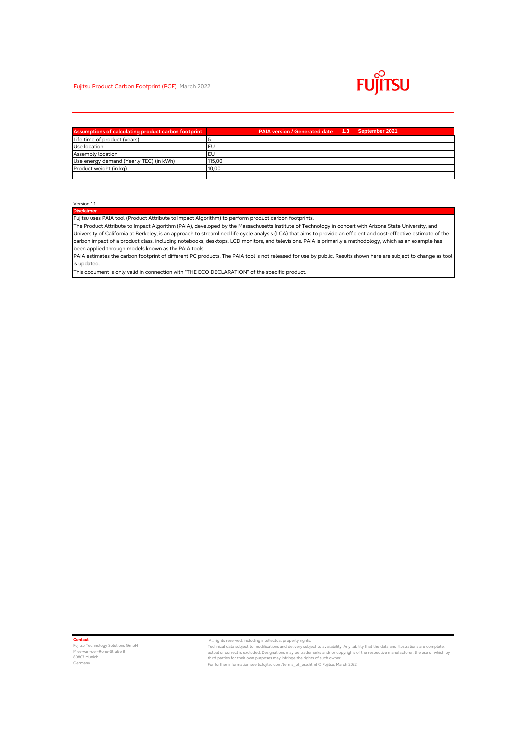Fujitsu Product Carbon Footprint (PCF) March 2022

| Assumptions of calculating product carbon footprint | PAIA version / Generated date 1.3 September 2021 |
| --- | --- |
| Life time of product (years) | 5 |
| Use location | EU |
| Assembly location | EU |
| Use energy demand (Yearly TEC) (in kWh) | 115,00 |
| Product weight (in kg) | 10,00 |

Version 1.1

**Disclaimer**

Fujitsu uses PAIA tool (Product Attribute to Impact Algorithm) to perform product carbon footprints.

The Product Attribute to Impact Algorithm (PAIA), developed by the Massachusetts Institute of Technology in concert with Arizona State University, and University of California at Berkeley, is an approach to streamlined life cycle analysis (LCA) that aims to provide an efficient and cost-effective estimate of the carbon impact of a product class, including notebooks, desktops, LCD monitors, and televisions. PAIA is primarily a methodology, which as an example has been applied through models known as the PAIA tools.

PAIA estimates the carbon footprint of different PC products. The PAIA tool is not released for use by public. Results shown here are subject to change as tool is updated.

This document is only valid in connection with "THE ECO DECLARATION" of the specific product.

**Contact**
Fujitsu Technology Solutions GmbH
Mies-van-der-Rohe-Straße 8
80807 Munich
Germany

All rights reserved, including intellectual property rights.
Technical data subject to modifications and delivery subject to availability. Any liability that the data and illustrations are complete, actual or correct is excluded. Designations may be trademarks and/ or copyrights of the respective manufacturer, the use of which by third parties for their own purposes may infringe the rights of such owner.
For further information see ts.fujitsu.com/terms_of_use.html © Fujitsu, March 2022